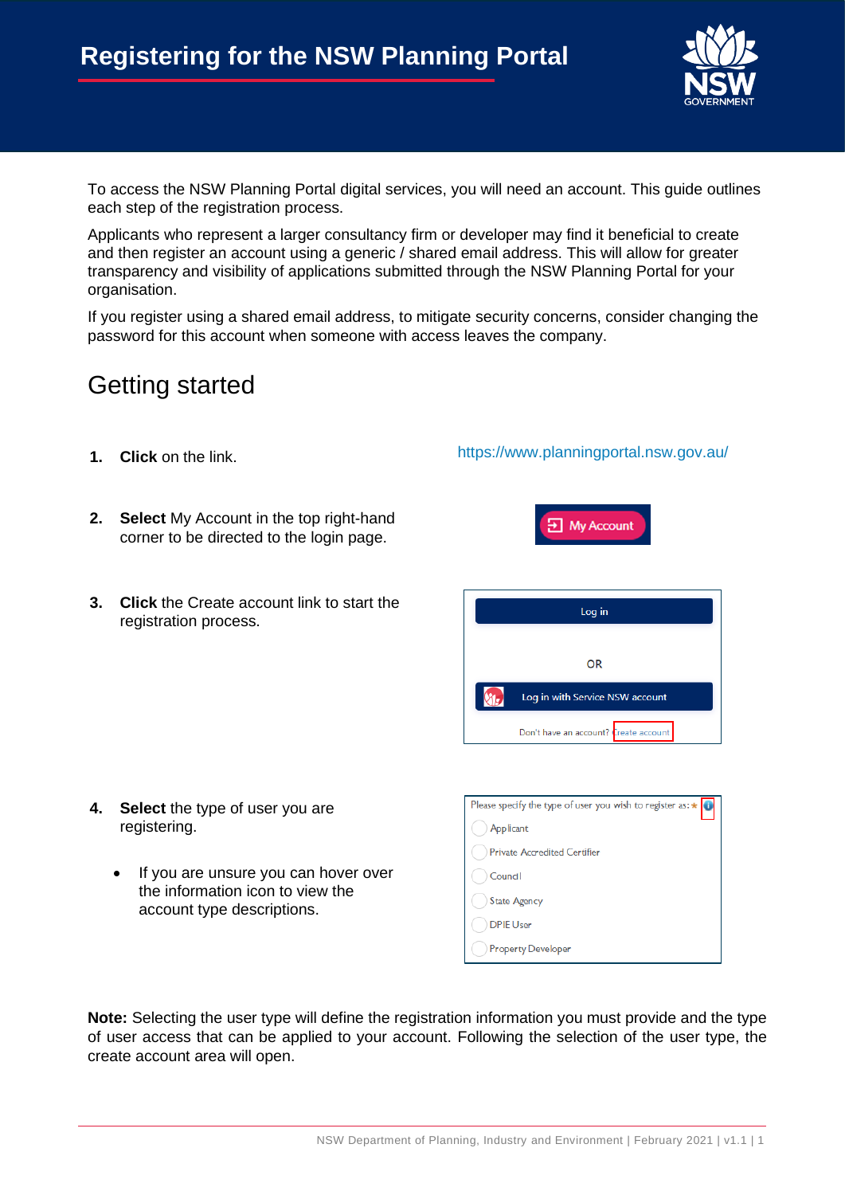# Registering for the NSW Planning Portal

To access the NSW Planning Portal digital services, you will need an account. This guide outlines each step of the registration process.

Applicants who represent a larger consultancy firm or developer may find it beneficial to create and then register an account using a generic / shared email address. This will allow for greater transparency and visibility of applications submitted through the NSW Planning Portal for your organisation.

If you register using a shared email address, to mitigate security concerns, consider changing the password for this account when someone with access leaves the company.

## Getting started

1. **Click** on the link. https://www.planningportal.nsw.gov.au/

2. **Select** My Account in the top right-hand corner to be directed to the login page.

3. **Click** the Create account link to start the registration process.

4. **Select** the type of user you are registering.

   - If you are unsure you can hover over the information icon to view the account type descriptions.

**Note:** Selecting the user type will define the registration information you must provide and the type of user access that can be applied to your account. Following the selection of the user type, the create account area will open.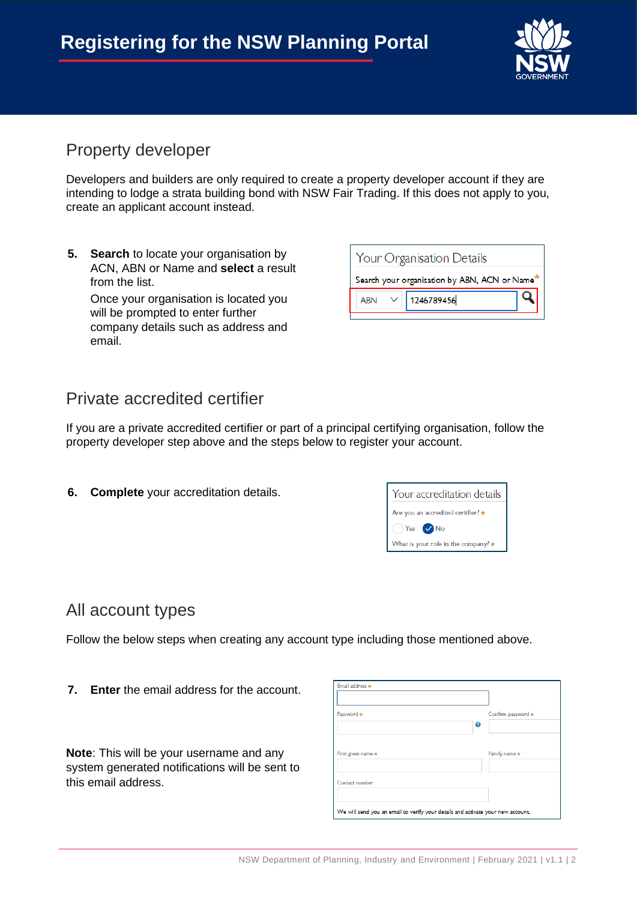## Property developer

Developers and builders are only required to create a property developer account if they are intending to lodge a strata building bond with NSW Fair Trading. If this does not apply to you, create an applicant account instead.

5. **Search** to locate your organisation by ACN, ABN or Name and **select** a result from the list.

   Once your organisation is located you will be prompted to enter further company details such as address and email.

## Private accredited certifier

If you are a private accredited certifier or part of a principal certifying organisation, follow the property developer step above and the steps below to register your account.

6. **Complete** your accreditation details.

## All account types

Follow the below steps when creating any account type including those mentioned above.

7. **Enter** the email address for the account.

**Note**: This will be your username and any system generated notifications will be sent to this email address.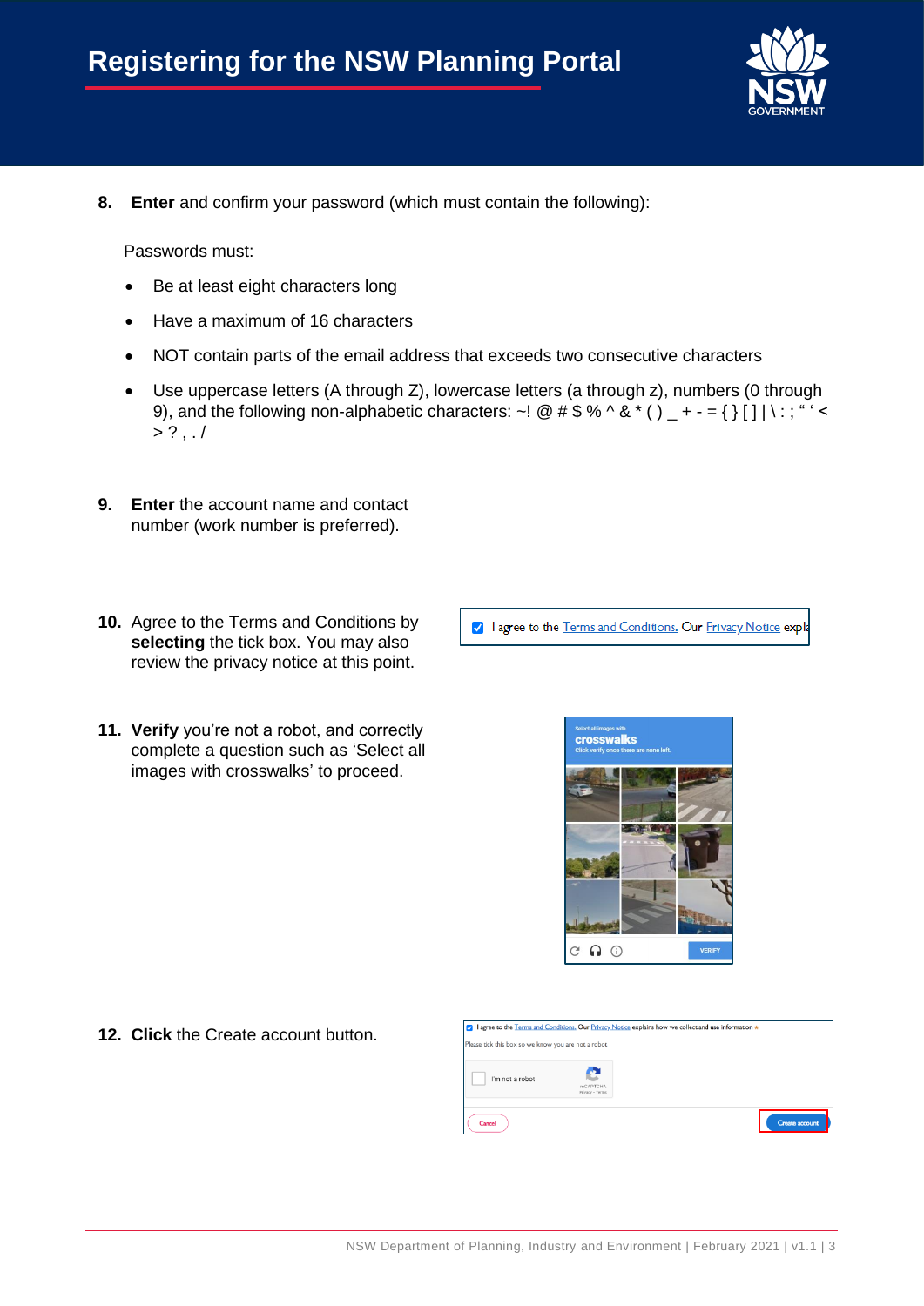8. **Enter** and confirm your password (which must contain the following):

   Passwords must:

   - Be at least eight characters long
   - Have a maximum of 16 characters
   - NOT contain parts of the email address that exceeds two consecutive characters
   - Use uppercase letters (A through Z), lowercase letters (a through z), numbers (0 through 9), and the following non-alphabetic characters: ~! @ # $ % ^ & * ( ) _ + - = { } [ ] | \ : ; " ' < > ? , . /

9. **Enter** the account name and contact number (work number is preferred).

10. Agree to the Terms and Conditions by **selecting** the tick box. You may also review the privacy notice at this point.

11. **Verify** you're not a robot, and correctly complete a question such as 'Select all images with crosswalks' to proceed.

12. **Click** the Create account button.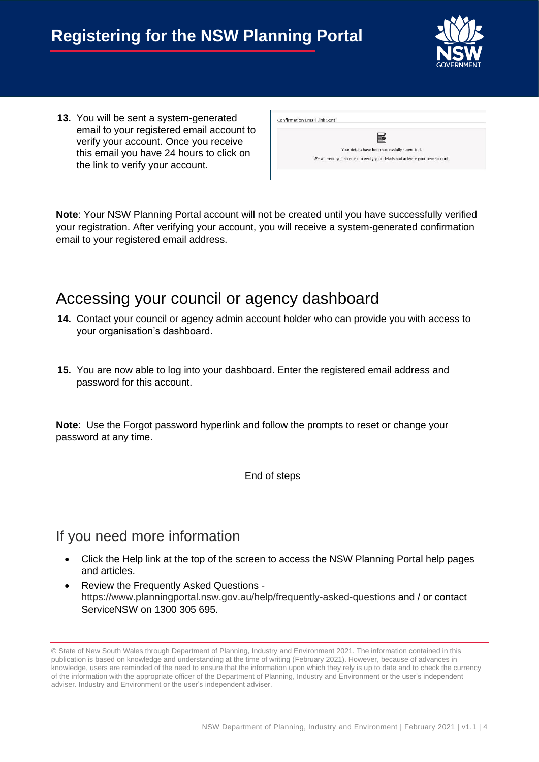13. You will be sent a system-generated email to your registered email account to verify your account. Once you receive this email you have 24 hours to click on the link to verify your account.

Confirmation Email Link Sent!

Your details have been successfully submitted.

We will send you an email to verify your details and activate your new account.

**Note**: Your NSW Planning Portal account will not be created until you have successfully verified your registration. After verifying your account, you will receive a system-generated confirmation email to your registered email address.

## Accessing your council or agency dashboard

14. Contact your council or agency admin account holder who can provide you with access to your organisation's dashboard.

15. You are now able to log into your dashboard. Enter the registered email address and password for this account.

**Note**: Use the Forgot password hyperlink and follow the prompts to reset or change your password at any time.

End of steps

## If you need more information

- Click the Help link at the top of the screen to access the NSW Planning Portal help pages and articles.
- Review the Frequently Asked Questions - https://www.planningportal.nsw.gov.au/help/frequently-asked-questions and / or contact ServiceNSW on 1300 305 695.

© State of New South Wales through Department of Planning, Industry and Environment 2021. The information contained in this publication is based on knowledge and understanding at the time of writing (February 2021). However, because of advances in knowledge, users are reminded of the need to ensure that the information upon which they rely is up to date and to check the currency of the information with the appropriate officer of the Department of Planning, Industry and Environment or the user's independent adviser. Industry and Environment or the user's independent adviser.